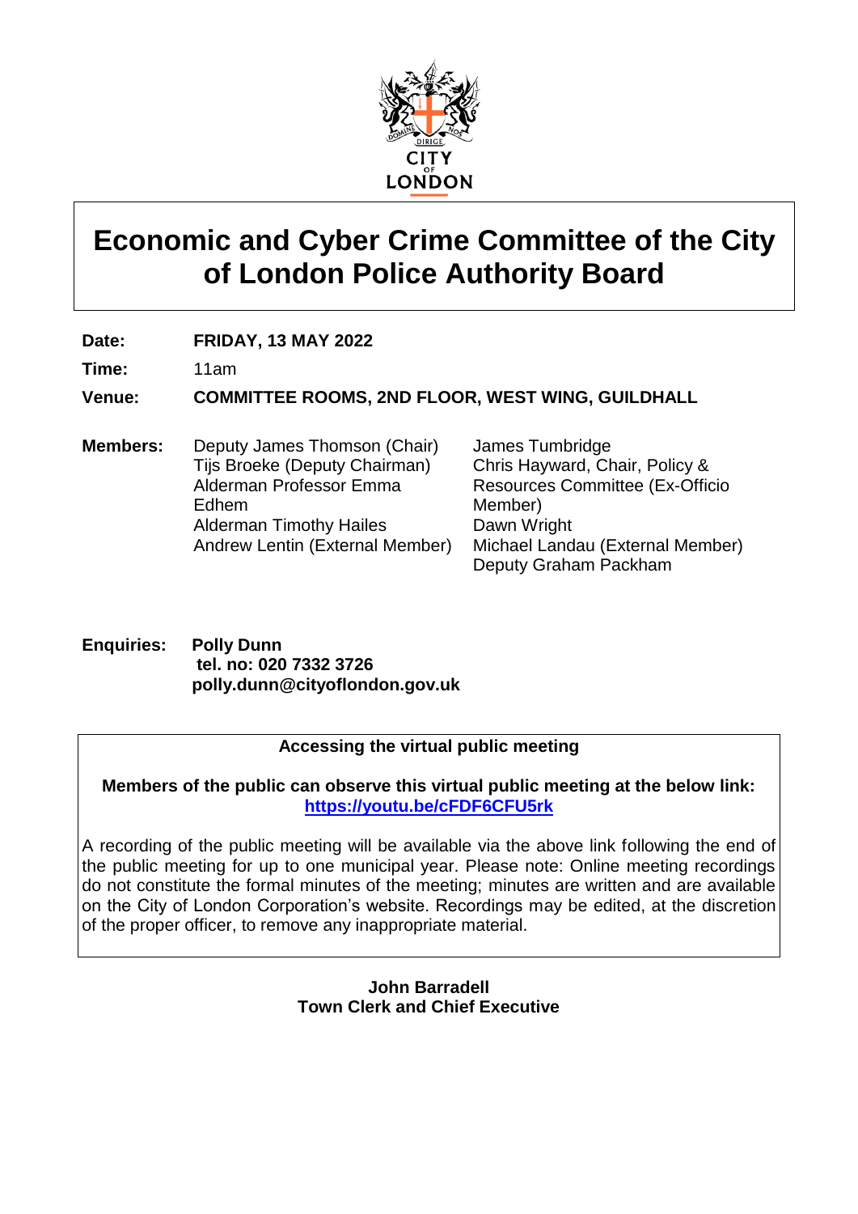# Economic and Cyber Crime Committee of the City of London Police Authority Board

**Date:** **FRIDAY, 13 MAY 2022**

**Time:** 11am

**Venue:** **COMMITTEE ROOMS, 2ND FLOOR, WEST WING, GUILDHALL**

**Members:**

- Deputy James Thomson (Chair)
- Tijs Broeke (Deputy Chairman)
- Alderman Professor Emma Edhem
- Alderman Timothy Hailes
- Andrew Lentin (External Member)
- James Tumbridge
- Chris Hayward, Chair, Policy & Resources Committee (Ex-Officio Member)
- Dawn Wright
- Michael Landau (External Member)
- Deputy Graham Packham

**Enquiries:** **Polly Dunn**
**tel. no: 020 7332 3726**
**polly.dunn@cityoflondon.gov.uk**

**Accessing the virtual public meeting**

**Members of the public can observe this virtual public meeting at the below link: [https://youtu.be/cFDF6CFU5rk](https://youtu.be/cFDF6CFU5rk)**

A recording of the public meeting will be available via the above link following the end of the public meeting for up to one municipal year. Please note: Online meeting recordings do not constitute the formal minutes of the meeting; minutes are written and are available on the City of London Corporation's website. Recordings may be edited, at the discretion of the proper officer, to remove any inappropriate material.

**John Barradell**
**Town Clerk and Chief Executive**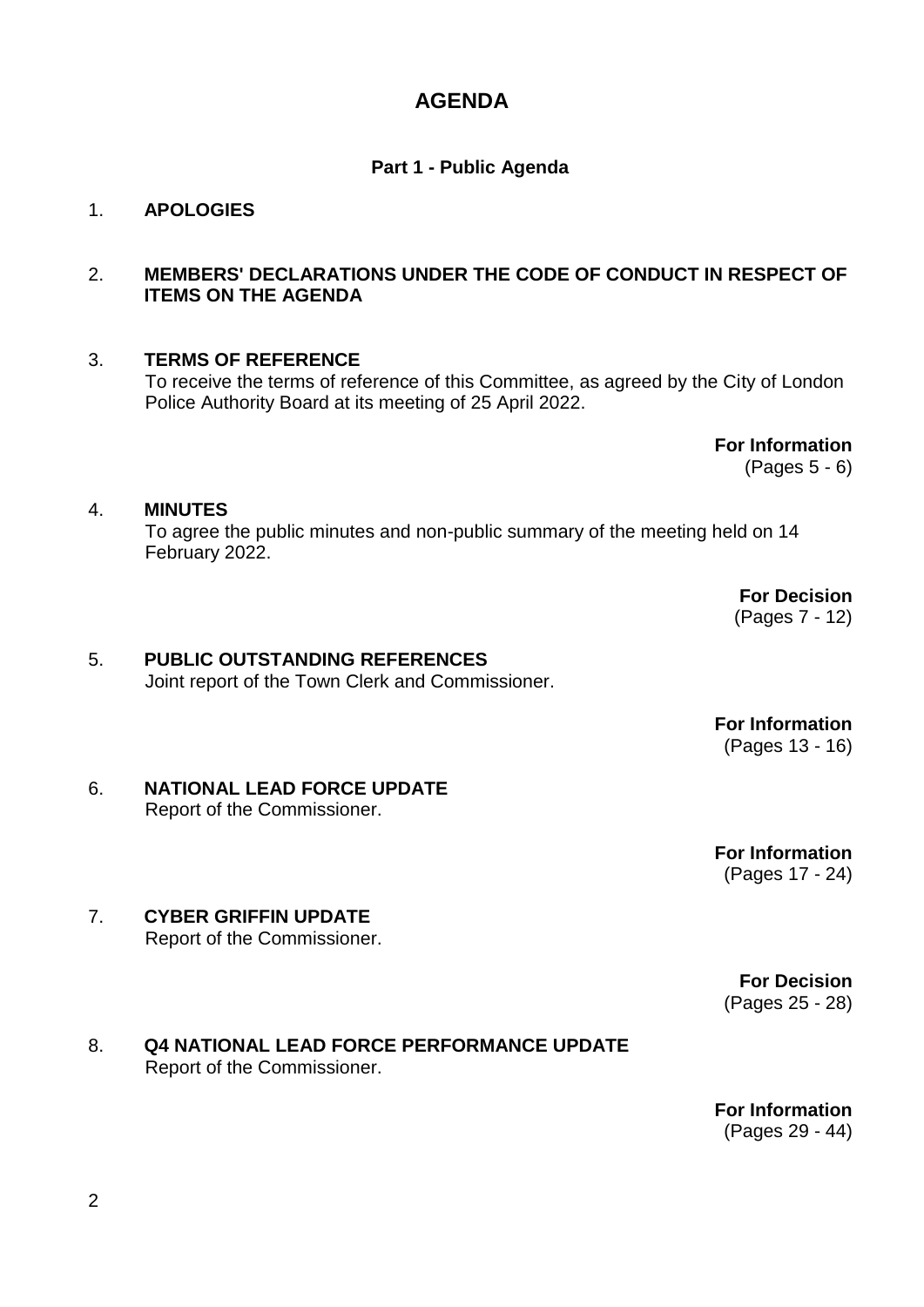# AGENDA

## Part 1 - Public Agenda

1. **APOLOGIES**

2. **MEMBERS' DECLARATIONS UNDER THE CODE OF CONDUCT IN RESPECT OF ITEMS ON THE AGENDA**

3. **TERMS OF REFERENCE**
   To receive the terms of reference of this Committee, as agreed by the City of London Police Authority Board at its meeting of 25 April 2022.

   **For Information**
   (Pages 5 - 6)

4. **MINUTES**
   To agree the public minutes and non-public summary of the meeting held on 14 February 2022.

   **For Decision**
   (Pages 7 - 12)

5. **PUBLIC OUTSTANDING REFERENCES**
   Joint report of the Town Clerk and Commissioner.

   **For Information**
   (Pages 13 - 16)

6. **NATIONAL LEAD FORCE UPDATE**
   Report of the Commissioner.

   **For Information**
   (Pages 17 - 24)

7. **CYBER GRIFFIN UPDATE**
   Report of the Commissioner.

   **For Decision**
   (Pages 25 - 28)

8. **Q4 NATIONAL LEAD FORCE PERFORMANCE UPDATE**
   Report of the Commissioner.

   **For Information**
   (Pages 29 - 44)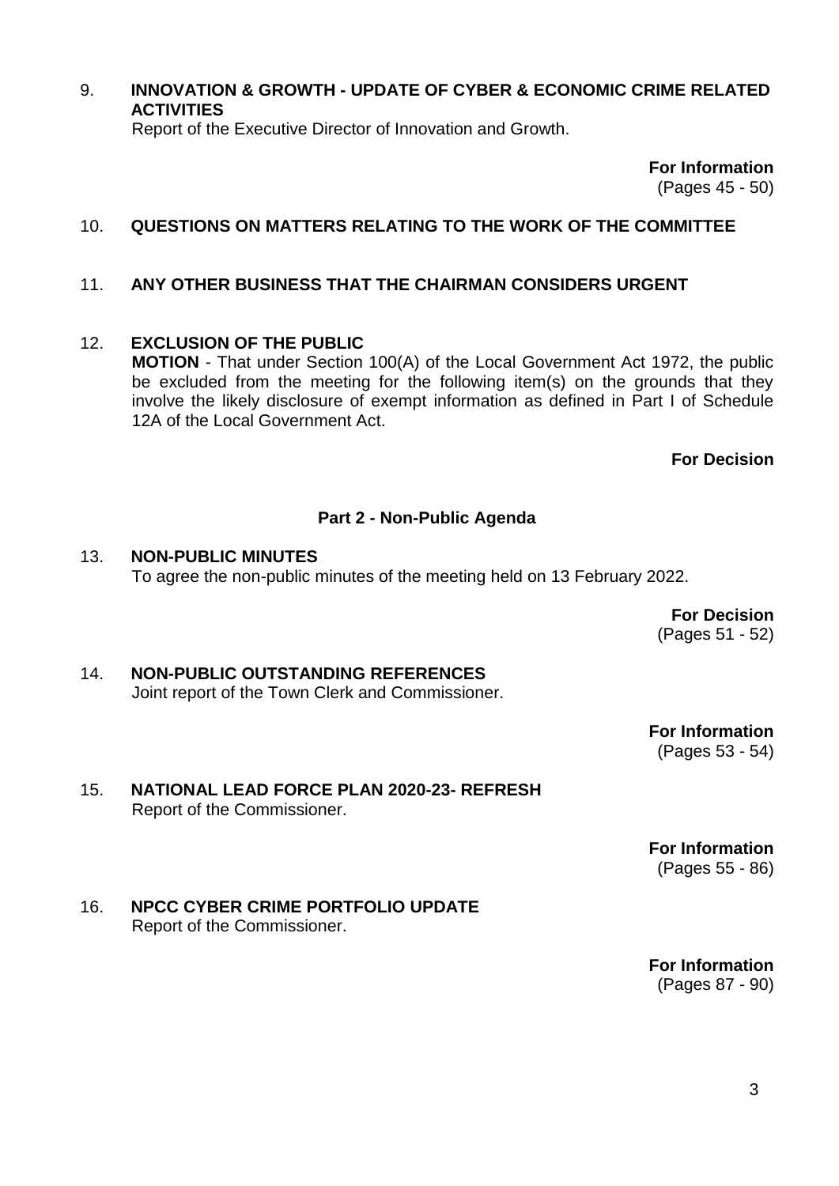9. **INNOVATION & GROWTH - UPDATE OF CYBER & ECONOMIC CRIME RELATED ACTIVITIES**
   Report of the Executive Director of Innovation and Growth.

   **For Information**
   (Pages 45 - 50)

10. **QUESTIONS ON MATTERS RELATING TO THE WORK OF THE COMMITTEE**

11. **ANY OTHER BUSINESS THAT THE CHAIRMAN CONSIDERS URGENT**

12. **EXCLUSION OF THE PUBLIC**
    **MOTION** - That under Section 100(A) of the Local Government Act 1972, the public be excluded from the meeting for the following item(s) on the grounds that they involve the likely disclosure of exempt information as defined in Part I of Schedule 12A of the Local Government Act.

    **For Decision**

## Part 2 - Non-Public Agenda

13. **NON-PUBLIC MINUTES**
    To agree the non-public minutes of the meeting held on 13 February 2022.

    **For Decision**
    (Pages 51 - 52)

14. **NON-PUBLIC OUTSTANDING REFERENCES**
    Joint report of the Town Clerk and Commissioner.

    **For Information**
    (Pages 53 - 54)

15. **NATIONAL LEAD FORCE PLAN 2020-23- REFRESH**
    Report of the Commissioner.

    **For Information**
    (Pages 55 - 86)

16. **NPCC CYBER CRIME PORTFOLIO UPDATE**
    Report of the Commissioner.

    **For Information**
    (Pages 87 - 90)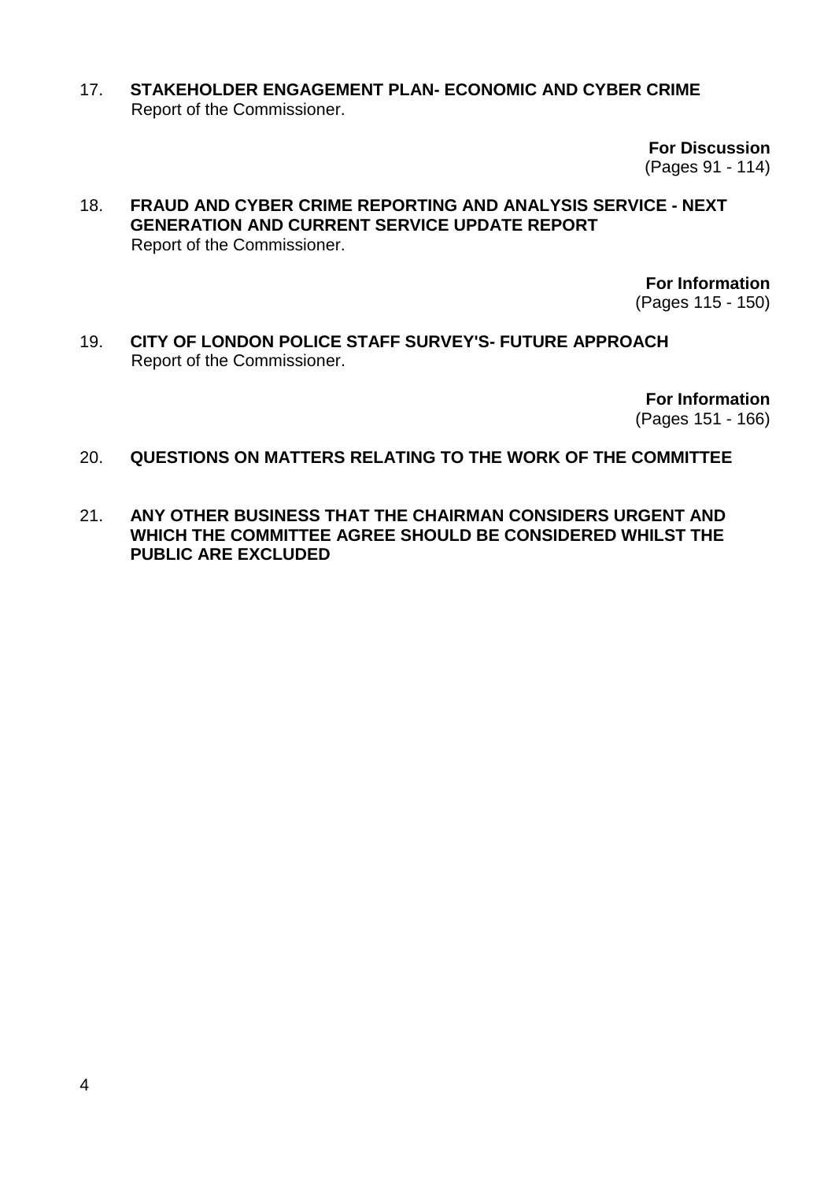17. **STAKEHOLDER ENGAGEMENT PLAN- ECONOMIC AND CYBER CRIME**
    Report of the Commissioner.

    **For Discussion**
    (Pages 91 - 114)

18. **FRAUD AND CYBER CRIME REPORTING AND ANALYSIS SERVICE - NEXT GENERATION AND CURRENT SERVICE UPDATE REPORT**
    Report of the Commissioner.

    **For Information**
    (Pages 115 - 150)

19. **CITY OF LONDON POLICE STAFF SURVEY'S- FUTURE APPROACH**
    Report of the Commissioner.

    **For Information**
    (Pages 151 - 166)

20. **QUESTIONS ON MATTERS RELATING TO THE WORK OF THE COMMITTEE**

21. **ANY OTHER BUSINESS THAT THE CHAIRMAN CONSIDERS URGENT AND WHICH THE COMMITTEE AGREE SHOULD BE CONSIDERED WHILST THE PUBLIC ARE EXCLUDED**